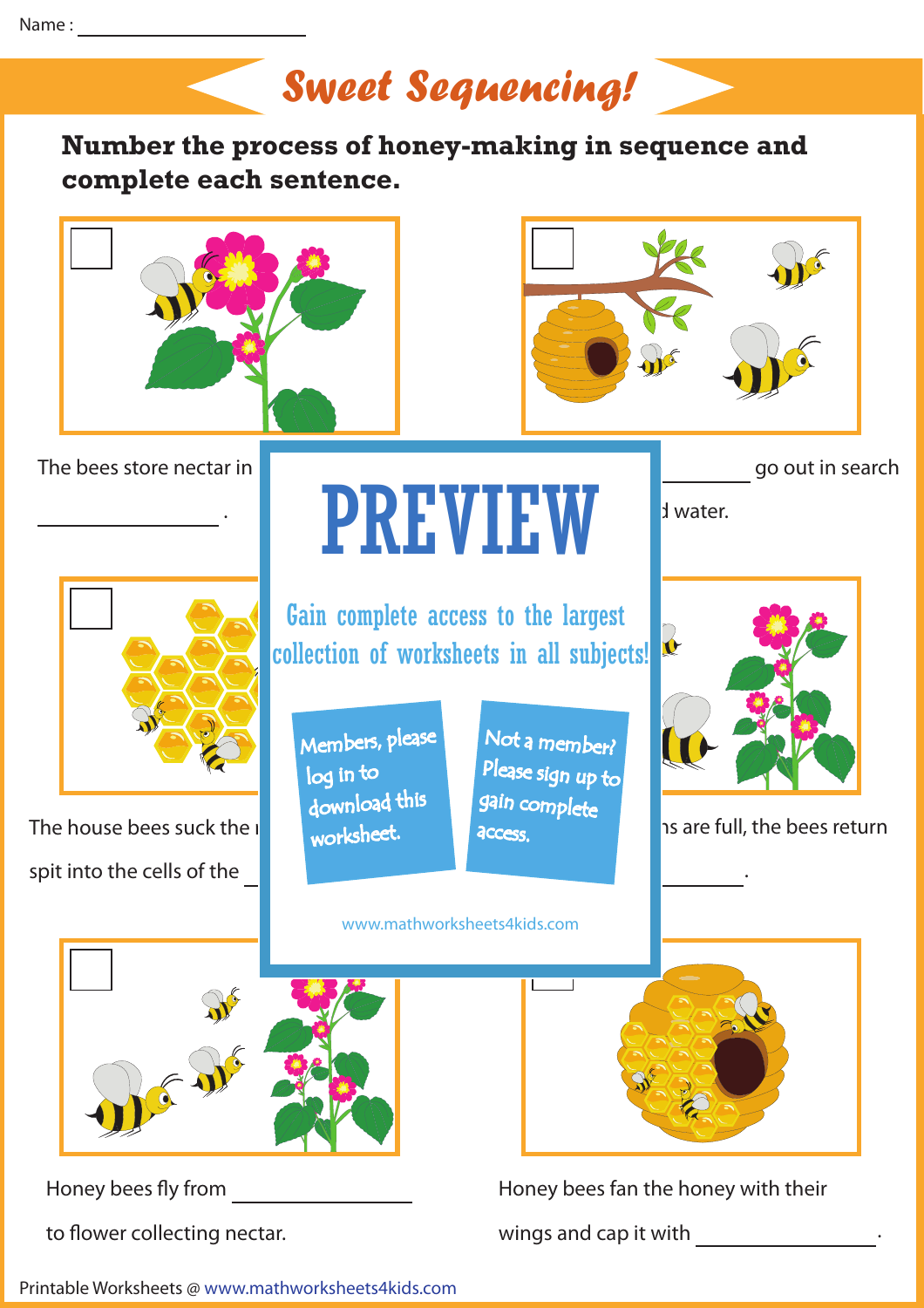Name : ____________________

# Sweet Sequencing!

**Number the process of honey-making in sequence and complete each sentence.**

The bees store nectar in ________________ .

________ go out in search

d water.

The house bees suck the

spit into the cells of the

ns are full, the bees return

________ .

PREVIEW

Gain complete access to the largest collection of worksheets in all subjects!

Members, please log in to download this worksheet.

Not a member? Please sign up to gain complete access.

www.mathworksheets4kids.com

Honey bees fly from ________________ to flower collecting nectar.

Honey bees fan the honey with their wings and cap it with ________________ .

Printable Worksheets @ www.mathworksheets4kids.com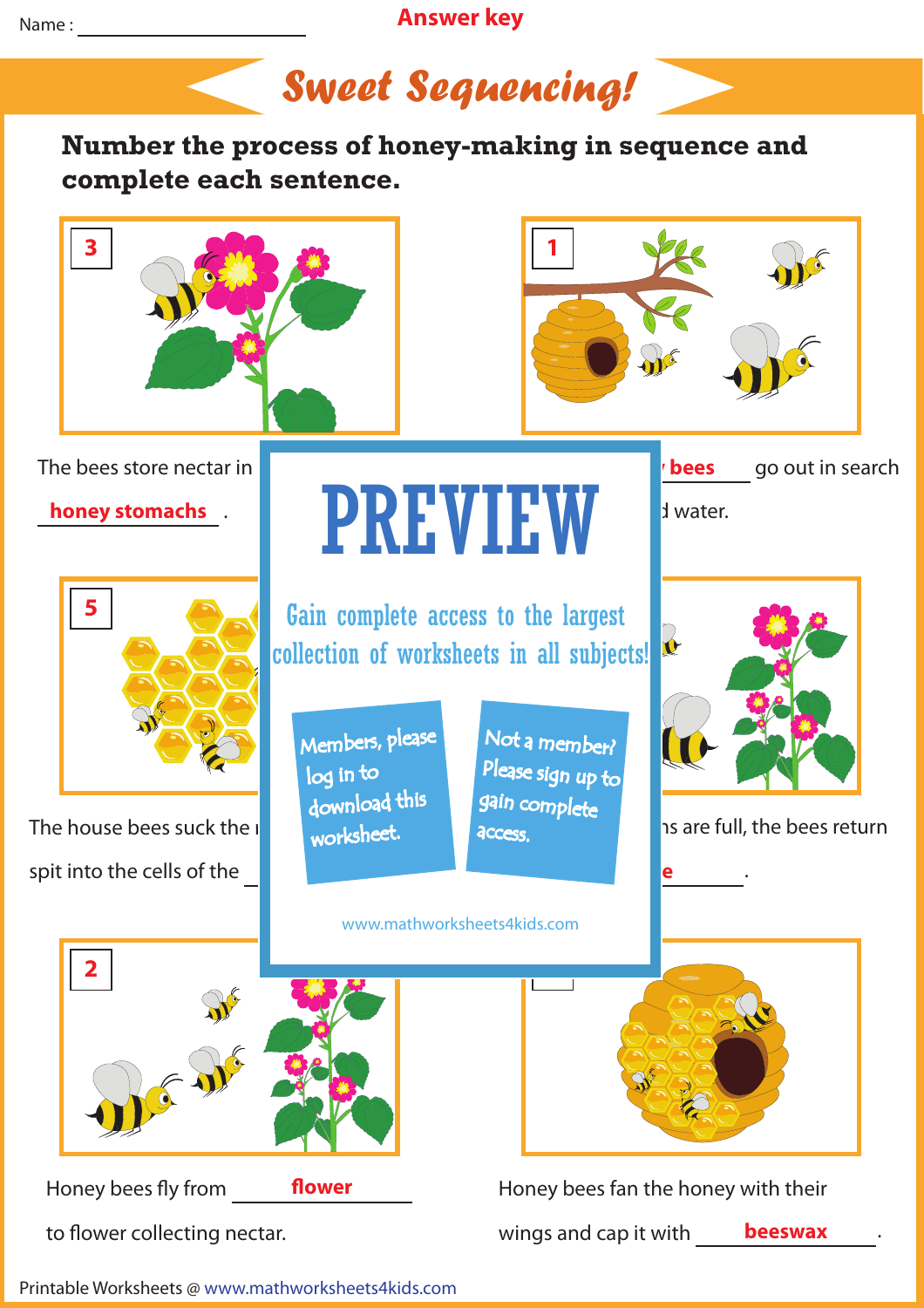Name : ____________________

**Answer key**

# Sweet Sequencing!

**Number the process of honey-making in sequence and complete each sentence.**

**3**

The bees store nectar in **honey stomachs** .

**1**

**bees** go out in search ... water.

**5**

The house bees suck the ... spit into the cells of the ...

... are full, the bees return ... **e** .

**2**

Honey bees fly from **flower** to flower collecting nectar.

Honey bees fan the honey with their wings and cap it with **beeswax** .

# PREVIEW

Gain complete access to the largest collection of worksheets in all subjects!

Members, please log in to download this worksheet.

Not a member? Please sign up to gain complete access.

www.mathworksheets4kids.com

Printable Worksheets @ www.mathworksheets4kids.com